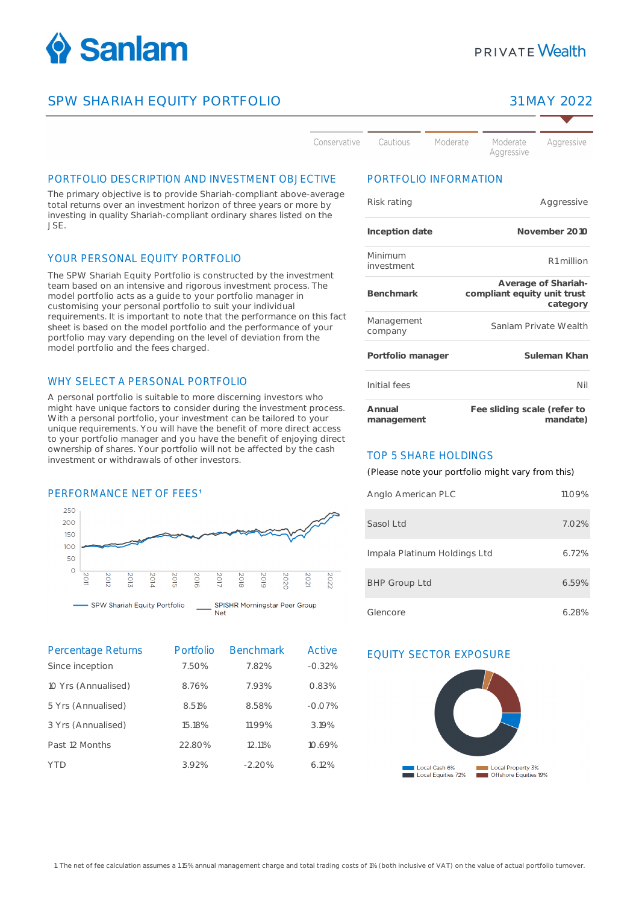# SPW SHARIAH EQUITY PORTFOLIO

31 MAY 2022

Conservative | Cautious | Moderate | Moderate Aggressive | Aggressive

## PORTFOLIO DESCRIPTION AND INVESTMENT OBJECTIVE

The primary objective is to provide Shariah-compliant above-average total returns over an investment horizon of three years or more by investing in quality Shariah-compliant ordinary shares listed on the JSE.

## YOUR PERSONAL EQUITY PORTFOLIO

The SPW Shariah Equity Portfolio is constructed by the investment team based on an intensive and rigorous investment process. The model portfolio acts as a guide to your portfolio manager in customising your personal portfolio to suit your individual requirements. It is important to note that the performance on this fact sheet is based on the model portfolio and the performance of your portfolio may vary depending on the level of deviation from the model portfolio and the fees charged.

## WHY SELECT A PERSONAL PORTFOLIO

A personal portfolio is suitable to more discerning investors who might have unique factors to consider during the investment process. With a personal portfolio, your investment can be tailored to your unique requirements. You will have the benefit of more direct access to your portfolio manager and you have the benefit of enjoying direct ownership of shares. Your portfolio will not be affected by the cash investment or withdrawals of other investors.

## PERFORMANCE NET OF FEES[1]

— SPW Shariah Equity Portfolio — SPISHR Morningstar Peer Group Net

| Percentage Returns | Portfolio | Benchmark | Active |
|---|---|---|---|
| Since inception | 7.50% | 7.82% | -0.32% |
| 10 Yrs (Annualised) | 8.76% | 7.93% | 0.83% |
| 5 Yrs (Annualised) | 8.51% | 8.58% | -0.07% |
| 3 Yrs (Annualised) | 15.18% | 11.99% | 3.19% |
| Past 12 Months | 22.80% | 12.11% | 10.69% |
| YTD | 3.92% | -2.20% | 6.12% |

## PORTFOLIO INFORMATION

| | |
|---|---|
| Risk rating | Aggressive |
| **Inception date** | **November 2010** |
| Minimum investment | R1 million |
| **Benchmark** | **Average of Shariah-compliant equity unit trust category** |
| Management company | Sanlam Private Wealth |
| **Portfolio manager** | **Suleman Khan** |
| Initial fees | Nil |
| **Annual management** | **Fee sliding scale (refer to mandate)** |

## TOP 5 SHARE HOLDINGS

(Please note your portfolio might vary from this)

| | |
|---|---|
| Anglo American PLC | 11.09% |
| Sasol Ltd | 7.02% |
| Impala Platinum Holdings Ltd | 6.72% |
| BHP Group Ltd | 6.59% |
| Glencore | 6.28% |

## EQUITY SECTOR EXPOSURE

Local Cash 6% | Local Equities 72% | Local Property 3% | Offshore Equities 19%

1. The net of fee calculation assumes a 1.15% annual management charge and total trading costs of 1% (both inclusive of VAT) on the value of actual portfolio turnover.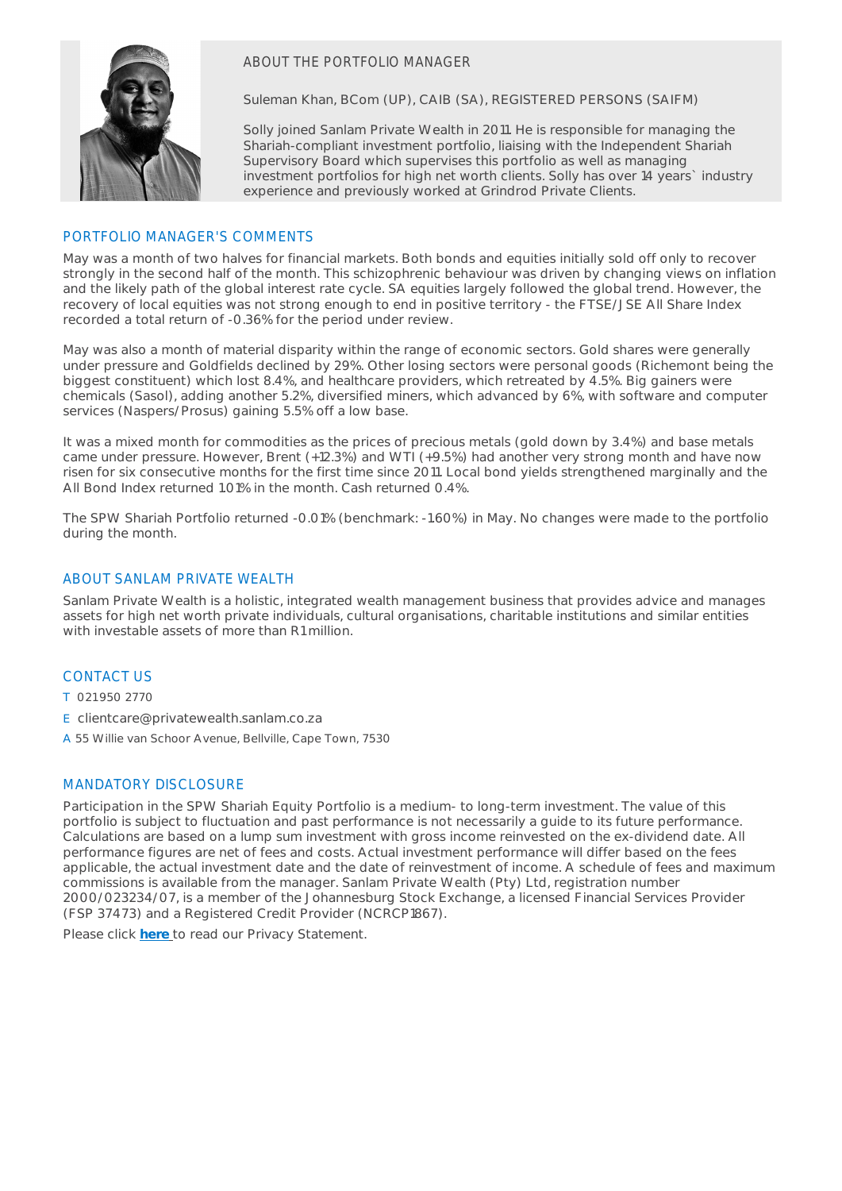## ABOUT THE PORTFOLIO MANAGER

Suleman Khan, BCom (UP), CAIB (SA), REGISTERED PERSONS (SAIFM)

Solly joined Sanlam Private Wealth in 2011. He is responsible for managing the Shariah-compliant investment portfolio, liaising with the Independent Shariah Supervisory Board which supervises this portfolio as well as managing investment portfolios for high net worth clients. Solly has over 14 years` industry experience and previously worked at Grindrod Private Clients.

## PORTFOLIO MANAGER'S COMMENTS

May was a month of two halves for financial markets. Both bonds and equities initially sold off only to recover strongly in the second half of the month. This schizophrenic behaviour was driven by changing views on inflation and the likely path of the global interest rate cycle. SA equities largely followed the global trend. However, the recovery of local equities was not strong enough to end in positive territory - the FTSE/JSE All Share Index recorded a total return of -0.36% for the period under review.

May was also a month of material disparity within the range of economic sectors. Gold shares were generally under pressure and Goldfields declined by 29%. Other losing sectors were personal goods (Richemont being the biggest constituent) which lost 8.4%, and healthcare providers, which retreated by 4.5%. Big gainers were chemicals (Sasol), adding another 5.2%, diversified miners, which advanced by 6%, with software and computer services (Naspers/Prosus) gaining 5.5% off a low base.

It was a mixed month for commodities as the prices of precious metals (gold down by 3.4%) and base metals came under pressure. However, Brent (+12.3%) and WTI (+9.5%) had another very strong month and have now risen for six consecutive months for the first time since 2011. Local bond yields strengthened marginally and the All Bond Index returned 1.01% in the month. Cash returned 0.4%.

The SPW Shariah Portfolio returned -0.01% (benchmark: -1.60%) in May. No changes were made to the portfolio during the month.

## ABOUT SANLAM PRIVATE WEALTH

Sanlam Private Wealth is a holistic, integrated wealth management business that provides advice and manages assets for high net worth private individuals, cultural organisations, charitable institutions and similar entities with investable assets of more than R1 million.

## CONTACT US

T 021 950 2770

E clientcare@privatewealth.sanlam.co.za

A 55 Willie van Schoor Avenue, Bellville, Cape Town, 7530

## MANDATORY DISCLOSURE

Participation in the SPW Shariah Equity Portfolio is a medium- to long-term investment. The value of this portfolio is subject to fluctuation and past performance is not necessarily a guide to its future performance. Calculations are based on a lump sum investment with gross income reinvested on the ex-dividend date. All performance figures are net of fees and costs. Actual investment performance will differ based on the fees applicable, the actual investment date and the date of reinvestment of income. A schedule of fees and maximum commissions is available from the manager. Sanlam Private Wealth (Pty) Ltd, registration number 2000/023234/07, is a member of the Johannesburg Stock Exchange, a licensed Financial Services Provider (FSP 37473) and a Registered Credit Provider (NCRCP1867).

Please click **here** to read our Privacy Statement.